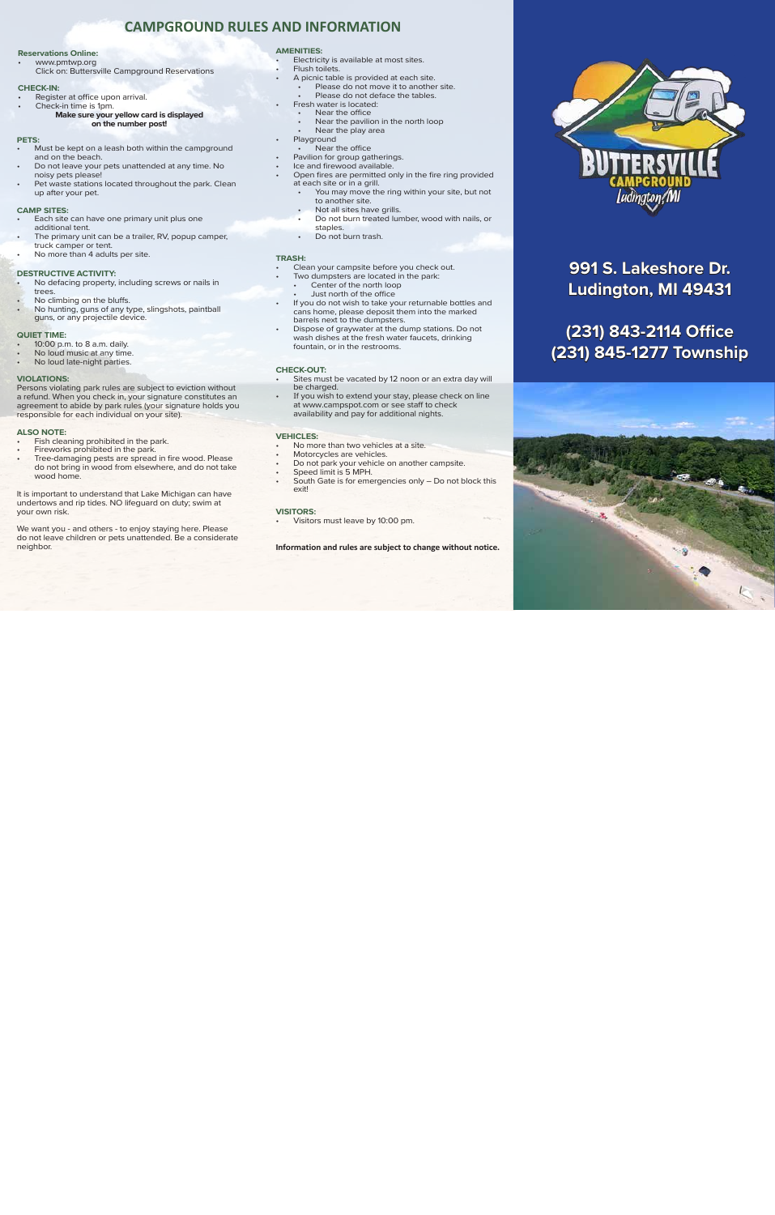# CAMPGROUND RULES AND INFORMATION

### Reservations Online:

- www.pmtwp.org
  Click on: Buttersville Campground Reservations

### CHECK-IN:

- Register at office upon arrival.
- Check-in time is 1pm.

**Make sure your yellow card is displayed on the number post!**

### PETS:

- Must be kept on a leash both within the campground and on the beach.
- Do not leave your pets unattended at any time. No noisy pets please!
- Pet waste stations located throughout the park. Clean up after your pet.

### CAMP SITES:

- Each site can have one primary unit plus one additional tent.
- The primary unit can be a trailer, RV, popup camper, truck camper or tent.
- No more than 4 adults per site.

### DESTRUCTIVE ACTIVITY:

- No defacing property, including screws or nails in trees.
- No climbing on the bluffs.
- No hunting, guns of any type, slingshots, paintball guns, or any projectile device.

### QUIET TIME:

- 10:00 p.m. to 8 a.m. daily.
- No loud music at any time.
- No loud late-night parties.

### VIOLATIONS:

Persons violating park rules are subject to eviction without a refund. When you check in, your signature constitutes an agreement to abide by park rules (your signature holds you responsible for each individual on your site).

### ALSO NOTE:

- Fish cleaning prohibited in the park.
- Fireworks prohibited in the park.
- Tree-damaging pests are spread in fire wood. Please do not bring in wood from elsewhere, and do not take wood home.

It is important to understand that Lake Michigan can have undertows and rip tides. NO lifeguard on duty; swim at your own risk.

We want you - and others - to enjoy staying here. Please do not leave children or pets unattended. Be a considerate neighbor.

### AMENITIES:

- Electricity is available at most sites.
- Flush toilets.
- A picnic table is provided at each site.
  - Please do not move it to another site.
  - Please do not deface the tables.
- Fresh water is located:
  - Near the office
  - Near the pavilion in the north loop
  - Near the play area
- Playground
  - Near the office
- Pavilion for group gatherings.
- Ice and firewood available.
- Open fires are permitted only in the fire ring provided at each site or in a grill.
  - You may move the ring within your site, but not to another site.
  - Not all sites have grills.
  - Do not burn treated lumber, wood with nails, or staples.
  - Do not burn trash.

### TRASH:

- Clean your campsite before you check out.
- Two dumpsters are located in the park:
  - Center of the north loop
  - Just north of the office
- If you do not wish to take your returnable bottles and cans home, please deposit them into the marked barrels next to the dumpsters.
- Dispose of graywater at the dump stations. Do not wash dishes at the fresh water faucets, drinking fountain, or in the restrooms.

### CHECK-OUT:

- Sites must be vacated by 12 noon or an extra day will be charged.
- If you wish to extend your stay, please check on line at www.campspot.com or see staff to check availability and pay for additional nights.

### VEHICLES:

- No more than two vehicles at a site.
- Motorcycles are vehicles.
- Do not park your vehicle on another campsite.
- Speed limit is 5 MPH.
- South Gate is for emergencies only – Do not block this exit!

### VISITORS:

- Visitors must leave by 10:00 pm.

**Information and rules are subject to change without notice.**

BUTTERSVILLE CAMPGROUND
Ludington, MI

**991 S. Lakeshore Dr.
Ludington, MI 49431**

**(231) 843-2114 Office
(231) 845-1277 Township**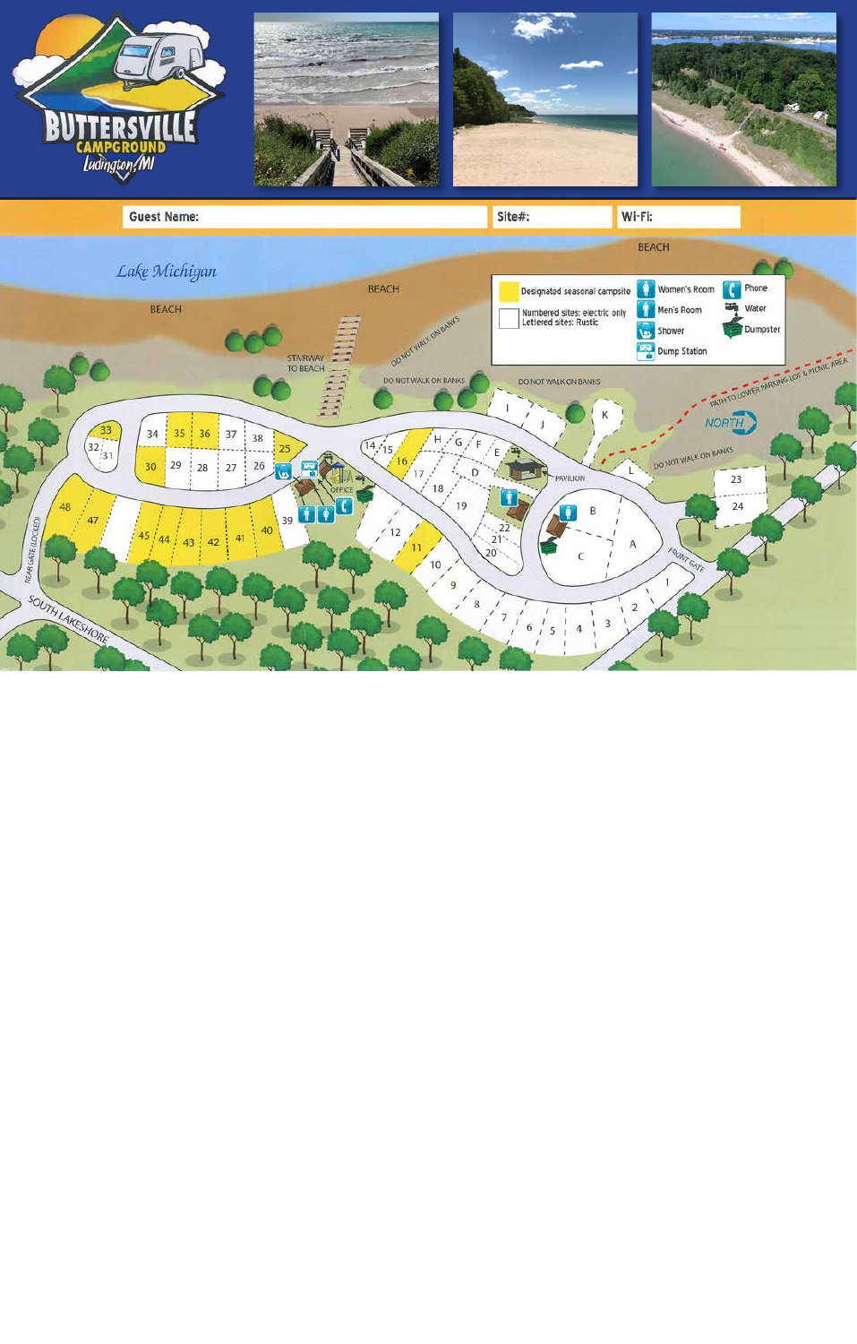BUTTERSVILLE CAMPGROUND

Ludington, MI

Guest Name:

Site#:

Wi-Fi:

Lake Michigan

BEACH

BEACH

BEACH

STAIRWAY TO BEACH

DO NOT WALK ON BANKS

DO NOT WALK ON BANKS

DO NOT WALK ON BANKS

DO NOT WALK ON BANKS

PATH TO LOWER PARKING LOT & PICNIC AREA

NORTH

PAVILION

OFFICE

FRONT GATE

REAR GATE (LOCKED)

SOUTH LAKESHORE

Designated seasonal campsite

Numbered sites: electric only
Lettered sites: Rustic

Women's Room

Men's Room

Shower

Dump Station

Phone

Water

Dumpster

1 2 3 4 5 6 7 8 9 10 11 12 14 15 16 17 18 19 20 21 22 23 24 25 26 27 28 29 30 31 32 33 34 35 36 37 38 39 40 41 42 43 44 45 47 48

A B C D E F G H I J K L